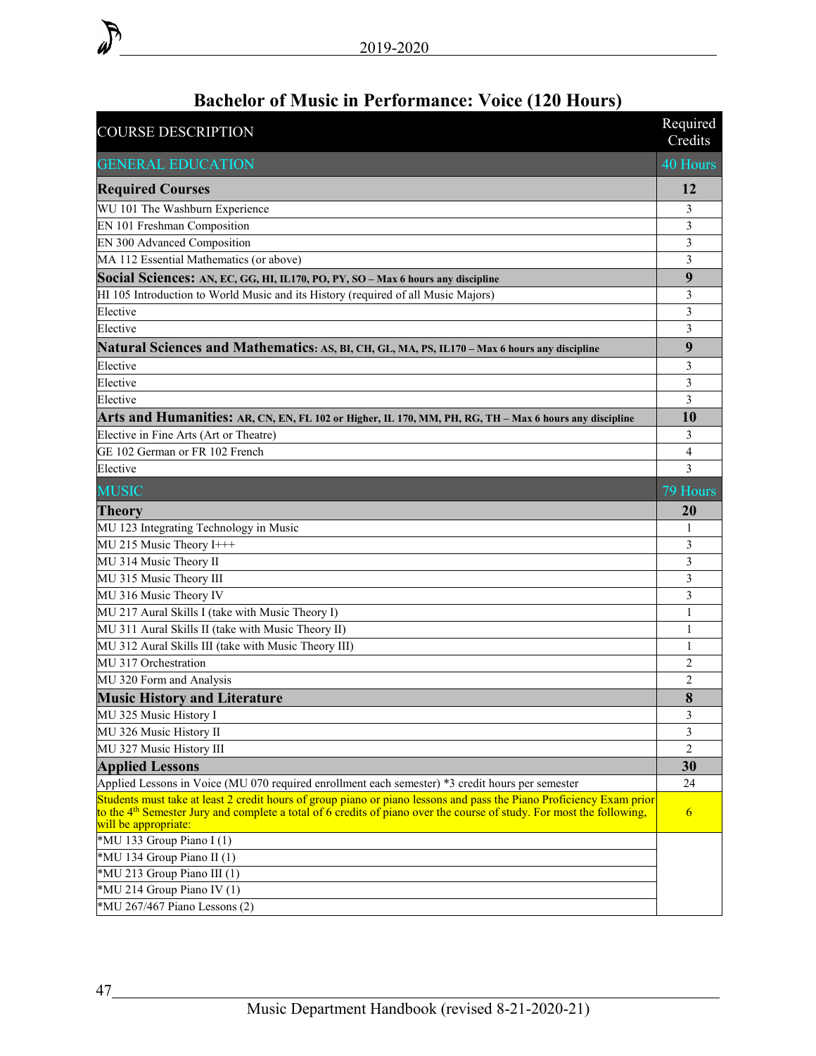# Bachelor of Music in Performance: Voice (120 Hours)

| COURSE DESCRIPTION | Required Credits |
|---|---|
| GENERAL EDUCATION | 40 Hours |
| **Required Courses** | **12** |
| WU 101 The Washburn Experience | 3 |
| EN 101 Freshman Composition | 3 |
| EN 300 Advanced Composition | 3 |
| MA 112 Essential Mathematics (or above) | 3 |
| **Social Sciences: AN, EC, GG, HI, IL170, PO, PY, SO – Max 6 hours any discipline** | **9** |
| HI 105 Introduction to World Music and its History (required of all Music Majors) | 3 |
| Elective | 3 |
| Elective | 3 |
| **Natural Sciences and Mathematics: AS, BI, CH, GL, MA, PS, IL170 – Max 6 hours any discipline** | **9** |
| Elective | 3 |
| Elective | 3 |
| Elective | 3 |
| **Arts and Humanities: AR, CN, EN, FL 102 or Higher, IL 170, MM, PH, RG, TH – Max 6 hours any discipline** | **10** |
| Elective in Fine Arts (Art or Theatre) | 3 |
| GE 102 German or FR 102 French | 4 |
| Elective | 3 |
| MUSIC | 79 Hours |
| **Theory** | **20** |
| MU 123 Integrating Technology in Music | 1 |
| MU 215 Music Theory I+++ | 3 |
| MU 314 Music Theory II | 3 |
| MU 315 Music Theory III | 3 |
| MU 316 Music Theory IV | 3 |
| MU 217 Aural Skills I (take with Music Theory I) | 1 |
| MU 311 Aural Skills II (take with Music Theory II) | 1 |
| MU 312 Aural Skills III (take with Music Theory III) | 1 |
| MU 317 Orchestration | 2 |
| MU 320 Form and Analysis | 2 |
| **Music History and Literature** | **8** |
| MU 325 Music History I | 3 |
| MU 326 Music History II | 3 |
| MU 327 Music History III | 2 |
| **Applied Lessons** | **30** |
| Applied Lessons in Voice (MU 070 required enrollment each semester) *3 credit hours per semester | 24 |
| Students must take at least 2 credit hours of group piano or piano lessons and pass the Piano Proficiency Exam prior to the 4th Semester Jury and complete a total of 6 credits of piano over the course of study. For most the following, will be appropriate: | 6 |
| *MU 133 Group Piano I (1) | |
| *MU 134 Group Piano II (1) | |
| *MU 213 Group Piano III (1) | |
| *MU 214 Group Piano IV (1) | |
| *MU 267/467 Piano Lessons (2) | |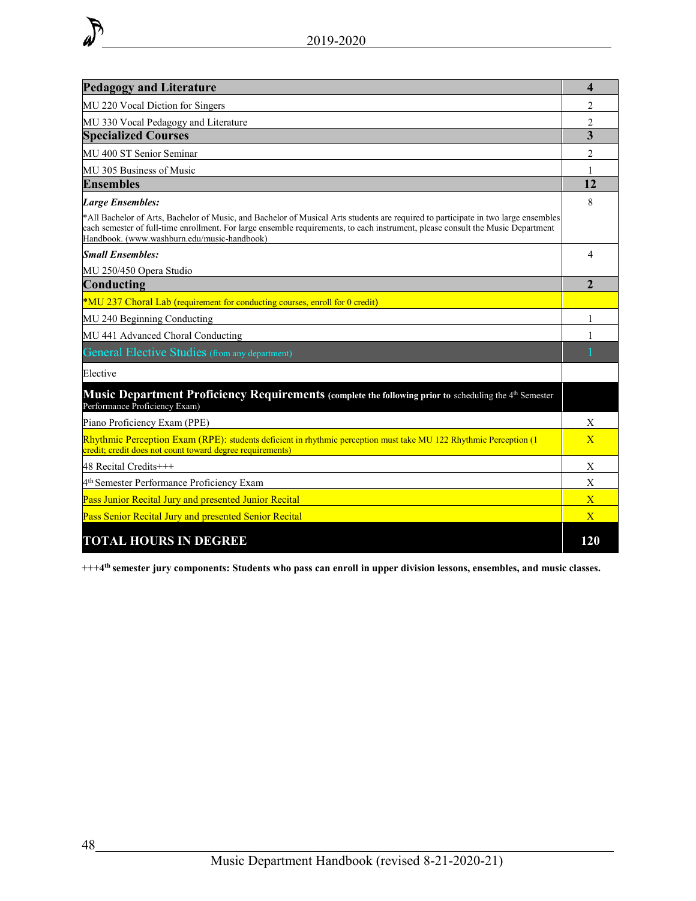| **Pedagogy and Literature** | **4** |
|---|---|
| MU 220 Vocal Diction for Singers | 2 |
| MU 330 Vocal Pedagogy and Literature | 2 |
| **Specialized Courses** | **3** |
| MU 400 ST Senior Seminar | 2 |
| MU 305 Business of Music | 1 |
| **Ensembles** | **12** |
| ***Large Ensembles:*** *All Bachelor of Arts, Bachelor of Music, and Bachelor of Musical Arts students are required to participate in two large ensembles each semester of full-time enrollment. For large ensemble requirements, to each instrument, please consult the Music Department Handbook. (www.washburn.edu/music-handbook) | 8 |
| ***Small Ensembles:*** MU 250/450 Opera Studio | 4 |
| **Conducting** | **2** |
| *MU 237 Choral Lab (requirement for conducting courses, enroll for 0 credit) | |
| MU 240 Beginning Conducting | 1 |
| MU 441 Advanced Choral Conducting | 1 |
| General Elective Studies (from any department) | 1 |
| Elective | |
| **Music Department Proficiency Requirements** **(complete the following prior to** scheduling the 4th Semester Performance Proficiency Exam) | |
| Piano Proficiency Exam (PPE) | X |
| Rhythmic Perception Exam (RPE): students deficient in rhythmic perception must take MU 122 Rhythmic Perception (1 credit; credit does not count toward degree requirements) | X |
| 48 Recital Credits+++ | X |
| 4th Semester Performance Proficiency Exam | X |
| Pass Junior Recital Jury and presented Junior Recital | X |
| Pass Senior Recital Jury and presented Senior Recital | X |
| **TOTAL HOURS IN DEGREE** | **120** |

**+++4th semester jury components: Students who pass can enroll in upper division lessons, ensembles, and music classes.**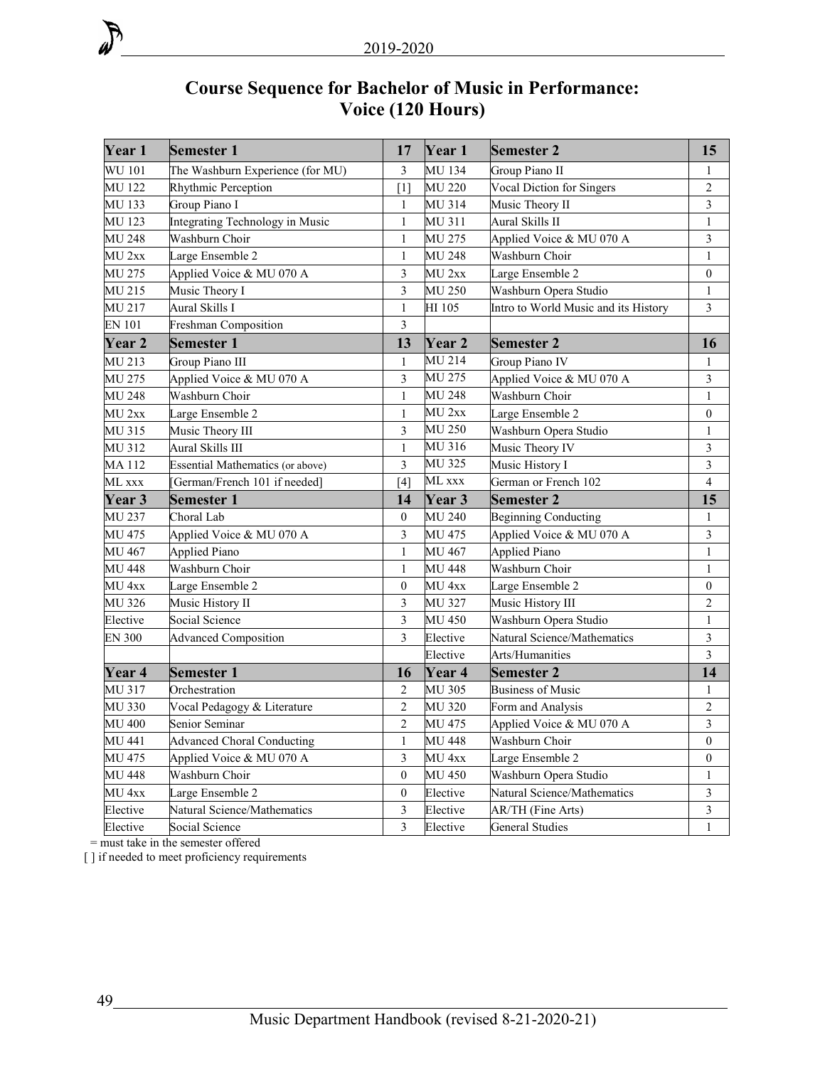## Course Sequence for Bachelor of Music in Performance: Voice (120 Hours)

| Year 1 | Semester 1 | 17 | Year 1 | Semester 2 | 15 |
|---|---|---|---|---|---|
| WU 101 | The Washburn Experience (for MU) | 3 | MU 134 | Group Piano II | 1 |
| MU 122 | Rhythmic Perception | [1] | MU 220 | Vocal Diction for Singers | 2 |
| MU 133 | Group Piano I | 1 | MU 314 | Music Theory II | 3 |
| MU 123 | Integrating Technology in Music | 1 | MU 311 | Aural Skills II | 1 |
| MU 248 | Washburn Choir | 1 | MU 275 | Applied Voice & MU 070 A | 3 |
| MU 2xx | Large Ensemble 2 | 1 | MU 248 | Washburn Choir | 1 |
| MU 275 | Applied Voice & MU 070 A | 3 | MU 2xx | Large Ensemble 2 | 0 |
| MU 215 | Music Theory I | 3 | MU 250 | Washburn Opera Studio | 1 |
| MU 217 | Aural Skills I | 1 | HI 105 | Intro to World Music and its History | 3 |
| EN 101 | Freshman Composition | 3 | | | |
| **Year 2** | **Semester 1** | **13** | **Year 2** | **Semester 2** | **16** |
| MU 213 | Group Piano III | 1 | MU 214 | Group Piano IV | 1 |
| MU 275 | Applied Voice & MU 070 A | 3 | MU 275 | Applied Voice & MU 070 A | 3 |
| MU 248 | Washburn Choir | 1 | MU 248 | Washburn Choir | 1 |
| MU 2xx | Large Ensemble 2 | 1 | MU 2xx | Large Ensemble 2 | 0 |
| MU 315 | Music Theory III | 3 | MU 250 | Washburn Opera Studio | 1 |
| MU 312 | Aural Skills III | 1 | MU 316 | Music Theory IV | 3 |
| MA 112 | Essential Mathematics (or above) | 3 | MU 325 | Music History I | 3 |
| ML xxx | [German/French 101 if needed] | [4] | ML xxx | German or French 102 | 4 |
| **Year 3** | **Semester 1** | **14** | **Year 3** | **Semester 2** | **15** |
| MU 237 | Choral Lab | 0 | MU 240 | Beginning Conducting | 1 |
| MU 475 | Applied Voice & MU 070 A | 3 | MU 475 | Applied Voice & MU 070 A | 3 |
| MU 467 | Applied Piano | 1 | MU 467 | Applied Piano | 1 |
| MU 448 | Washburn Choir | 1 | MU 448 | Washburn Choir | 1 |
| MU 4xx | Large Ensemble 2 | 0 | MU 4xx | Large Ensemble 2 | 0 |
| MU 326 | Music History II | 3 | MU 327 | Music History III | 2 |
| Elective | Social Science | 3 | MU 450 | Washburn Opera Studio | 1 |
| EN 300 | Advanced Composition | 3 | Elective | Natural Science/Mathematics | 3 |
| | | | Elective | Arts/Humanities | 3 |
| **Year 4** | **Semester 1** | **16** | **Year 4** | **Semester 2** | **14** |
| MU 317 | Orchestration | 2 | MU 305 | Business of Music | 1 |
| MU 330 | Vocal Pedagogy & Literature | 2 | MU 320 | Form and Analysis | 2 |
| MU 400 | Senior Seminar | 2 | MU 475 | Applied Voice & MU 070 A | 3 |
| MU 441 | Advanced Choral Conducting | 1 | MU 448 | Washburn Choir | 0 |
| MU 475 | Applied Voice & MU 070 A | 3 | MU 4xx | Large Ensemble 2 | 0 |
| MU 448 | Washburn Choir | 0 | MU 450 | Washburn Opera Studio | 1 |
| MU 4xx | Large Ensemble 2 | 0 | Elective | Natural Science/Mathematics | 3 |
| Elective | Natural Science/Mathematics | 3 | Elective | AR/TH (Fine Arts) | 3 |
| Elective | Social Science | 3 | Elective | General Studies | 1 |

= must take in the semester offered

[ ] if needed to meet proficiency requirements